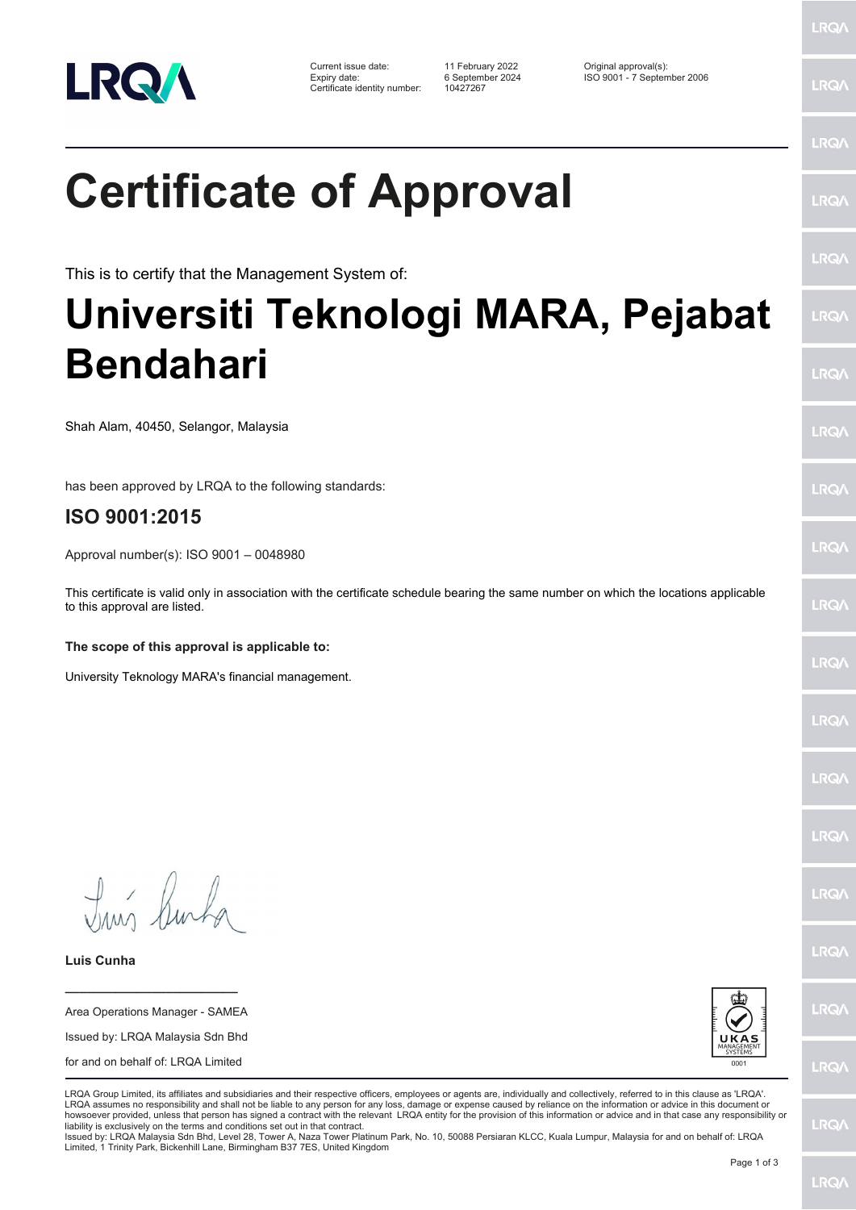| Current issue date: | 11 February 2022 | Original approval(s): |
|---|---|---|
| Expiry date: | 6 September 2024 | ISO 9001 - 7 September 2006 |
| Certificate identity number: | 10427267 | |

# Certificate of Approval

This is to certify that the Management System of:

# Universiti Teknologi MARA, Pejabat Bendahari

Shah Alam, 40450, Selangor, Malaysia

has been approved by LRQA to the following standards:

## ISO 9001:2015

Approval number(s): ISO 9001 – 0048980

This certificate is valid only in association with the certificate schedule bearing the same number on which the locations applicable to this approval are listed.

**The scope of this approval is applicable to:**

University Teknology MARA's financial management.

**Luis Cunha**

Area Operations Manager - SAMEA

Issued by: LRQA Malaysia Sdn Bhd

for and on behalf of: LRQA Limited

LRQA Group Limited, its affiliates and subsidiaries and their respective officers, employees or agents are, individually and collectively, referred to in this clause as 'LRQA'. LRQA assumes no responsibility and shall not be liable to any person for any loss, damage or expense caused by reliance on the information or advice in this document or howsoever provided, unless that person has signed a contract with the relevant LRQA entity for the provision of this information or advice and in that case any responsibility or liability is exclusively on the terms and conditions set out in that contract.
Issued by: LRQA Malaysia Sdn Bhd, Level 28, Tower A, Naza Tower Platinum Park, No. 10, 50088 Persiaran KLCC, Kuala Lumpur, Malaysia for and on behalf of: LRQA Limited, 1 Trinity Park, Bickenhill Lane, Birmingham B37 7ES, United Kingdom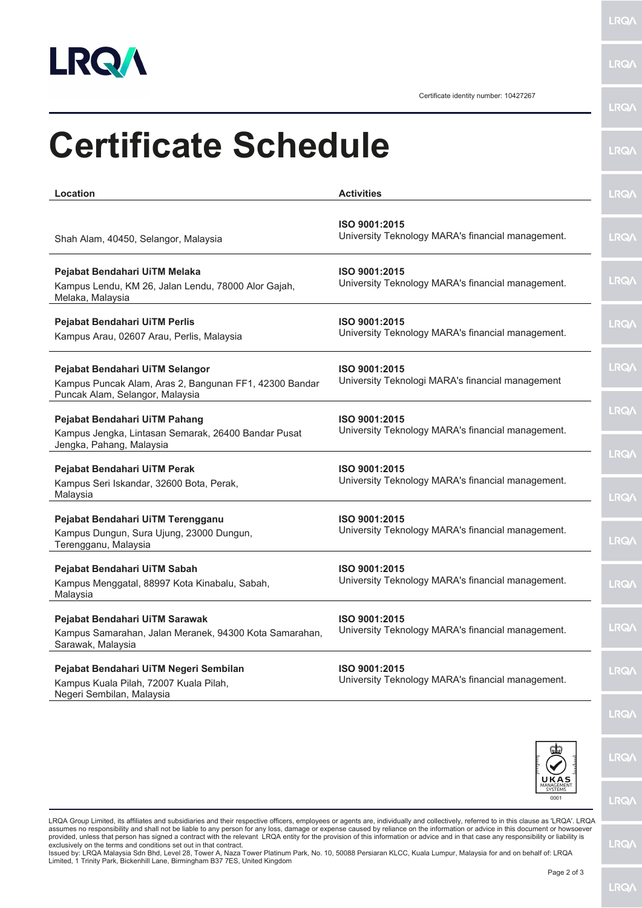Certificate identity number: 10427267

# Certificate Schedule

| Location | Activities |
|---|---|
| Shah Alam, 40450, Selangor, Malaysia | **ISO 9001:2015**<br>University Teknology MARA's financial management. |
| **Pejabat Bendahari UiTM Melaka**<br>Kampus Lendu, KM 26, Jalan Lendu, 78000 Alor Gajah, Melaka, Malaysia | **ISO 9001:2015**<br>University Teknology MARA's financial management. |
| **Pejabat Bendahari UiTM Perlis**<br>Kampus Arau, 02607 Arau, Perlis, Malaysia | **ISO 9001:2015**<br>University Teknology MARA's financial management. |
| **Pejabat Bendahari UiTM Selangor**<br>Kampus Puncak Alam, Aras 2, Bangunan FF1, 42300 Bandar Puncak Alam, Selangor, Malaysia | **ISO 9001:2015**<br>University Teknologi MARA's financial management |
| **Pejabat Bendahari UiTM Pahang**<br>Kampus Jengka, Lintasan Semarak, 26400 Bandar Pusat Jengka, Pahang, Malaysia | **ISO 9001:2015**<br>University Teknology MARA's financial management. |
| **Pejabat Bendahari UiTM Perak**<br>Kampus Seri Iskandar, 32600 Bota, Perak, Malaysia | **ISO 9001:2015**<br>University Teknology MARA's financial management. |
| **Pejabat Bendahari UiTM Terengganu**<br>Kampus Dungun, Sura Ujung, 23000 Dungun, Terengganu, Malaysia | **ISO 9001:2015**<br>University Teknology MARA's financial management. |
| **Pejabat Bendahari UiTM Sabah**<br>Kampus Menggatal, 88997 Kota Kinabalu, Sabah, Malaysia | **ISO 9001:2015**<br>University Teknology MARA's financial management. |
| **Pejabat Bendahari UiTM Sarawak**<br>Kampus Samarahan, Jalan Meranek, 94300 Kota Samarahan, Sarawak, Malaysia | **ISO 9001:2015**<br>University Teknology MARA's financial management. |
| **Pejabat Bendahari UiTM Negeri Sembilan**<br>Kampus Kuala Pilah, 72007 Kuala Pilah, Negeri Sembilan, Malaysia | **ISO 9001:2015**<br>University Teknology MARA's financial management. |

UKAS MANAGEMENT SYSTEMS 0001

LRQA Group Limited, its affiliates and subsidiaries and their respective officers, employees or agents are, individually and collectively, referred to in this clause as 'LRQA'. LRQA assumes no responsibility and shall not be liable to any person for any loss, damage or expense caused by reliance on the information or advice in this document or howsoever provided, unless that person has signed a contract with the relevant LRQA entity for the provision of this information or advice and in that case any responsibility or liability is exclusively on the terms and conditions set out in that contract.
Issued by: LRQA Malaysia Sdn Bhd, Level 28, Tower A, Naza Tower Platinum Park, No. 10, 50088 Persiaran KLCC, Kuala Lumpur, Malaysia for and on behalf of: LRQA Limited, 1 Trinity Park, Bickenhill Lane, Birmingham B37 7ES, United Kingdom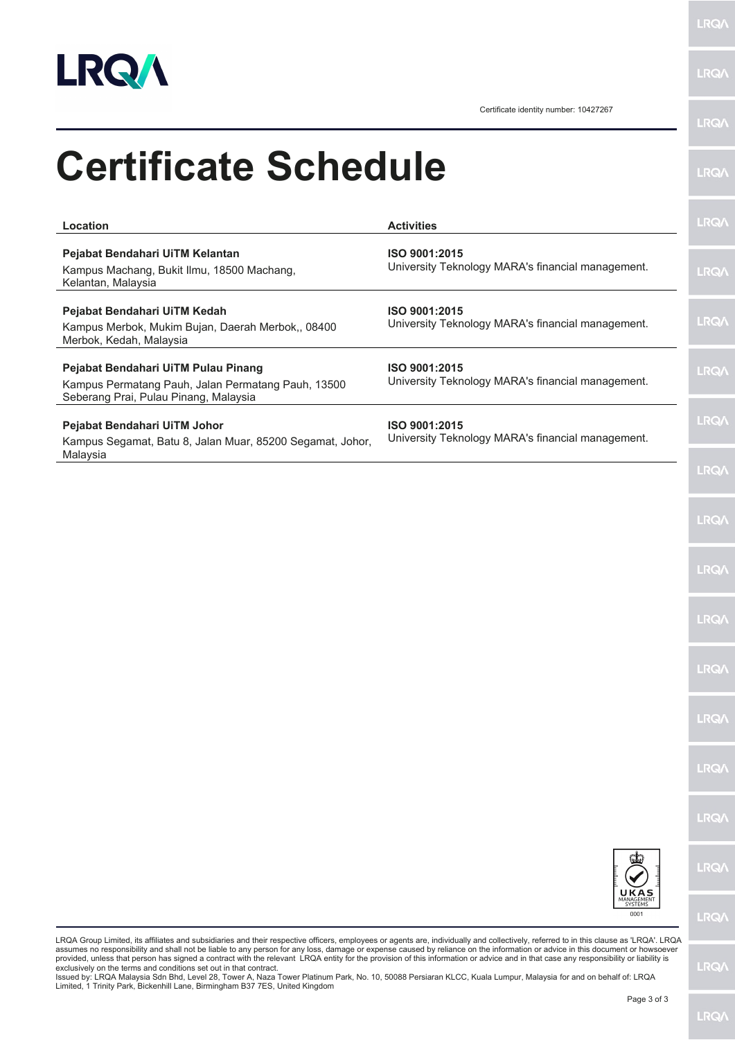Certificate identity number: 10427267

# Certificate Schedule

| Location | Activities |
|---|---|
| **Pejabat Bendahari UiTM Kelantan**<br>Kampus Machang, Bukit Ilmu, 18500 Machang, Kelantan, Malaysia | **ISO 9001:2015**<br>University Teknology MARA's financial management. |
| **Pejabat Bendahari UiTM Kedah**<br>Kampus Merbok, Mukim Bujan, Daerah Merbok,, 08400 Merbok, Kedah, Malaysia | **ISO 9001:2015**<br>University Teknology MARA's financial management. |
| **Pejabat Bendahari UiTM Pulau Pinang**<br>Kampus Permatang Pauh, Jalan Permatang Pauh, 13500 Seberang Prai, Pulau Pinang, Malaysia | **ISO 9001:2015**<br>University Teknology MARA's financial management. |
| **Pejabat Bendahari UiTM Johor**<br>Kampus Segamat, Batu 8, Jalan Muar, 85200 Segamat, Johor, Malaysia | **ISO 9001:2015**<br>University Teknology MARA's financial management. |

UKAS MANAGEMENT SYSTEMS 0001

LRQA Group Limited, its affiliates and subsidiaries and their respective officers, employees or agents are, individually and collectively, referred to in this clause as 'LRQA'. LRQA assumes no responsibility and shall not be liable to any person for any loss, damage or expense caused by reliance on the information or advice in this document or howsoever provided, unless that person has signed a contract with the relevant LRQA entity for the provision of this information or advice and in that case any responsibility or liability is exclusively on the terms and conditions set out in that contract.

Issued by: LRQA Malaysia Sdn Bhd, Level 28, Tower A, Naza Tower Platinum Park, No. 10, 50088 Persiaran KLCC, Kuala Lumpur, Malaysia for and on behalf of: LRQA Limited, 1 Trinity Park, Bickenhill Lane, Birmingham B37 7ES, United Kingdom